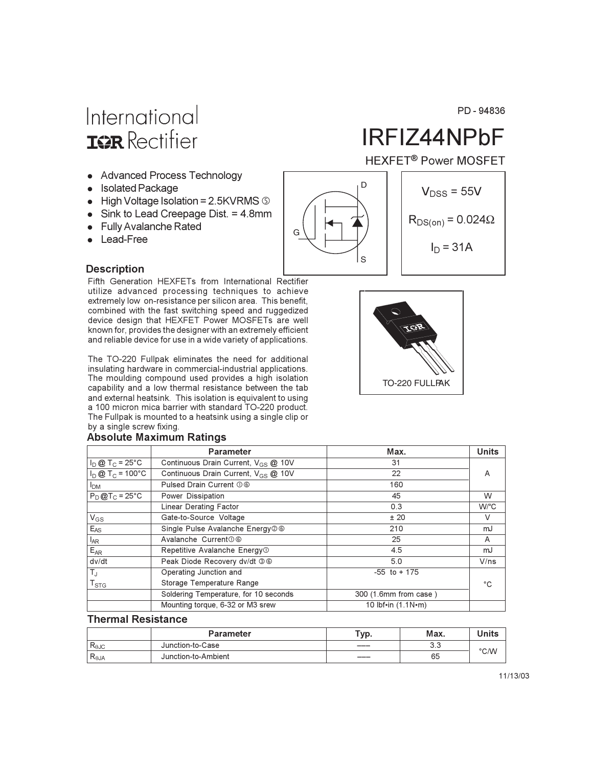International
IOR Rectifier

PD - 94836

# IRFIZ44NPbF

HEXFET® Power MOSFET

- Advanced Process Technology
- Isolated Package
- High Voltage Isolation = 2.5KVRMS ⑤
- Sink to Lead Creepage Dist. = 4.8mm
- Fully Avalanche Rated
- Lead-Free

$V_{DSS}$ = 55V

$R_{DS(on)}$ = 0.024Ω

$I_D$ = 31A

TO-220 FULLPAK

## Description

Fifth Generation HEXFETs from International Rectifier utilize advanced processing techniques to achieve extremely low on-resistance per silicon area. This benefit, combined with the fast switching speed and ruggedized device design that HEXFET Power MOSFETs are well known for, provides the designer with an extremely efficient and reliable device for use in a wide variety of applications.

The TO-220 Fullpak eliminates the need for additional insulating hardware in commercial-industrial applications. The moulding compound used provides a high isolation capability and a low thermal resistance between the tab and external heatsink. This isolation is equivalent to using a 100 micron mica barrier with standard TO-220 product. The Fullpak is mounted to a heatsink using a single clip or by a single screw fixing.

## Absolute Maximum Ratings

| | Parameter | Max. | Units |
|---|---|---|---|
| $I_D$ @ $T_C$ = 25°C | Continuous Drain Current, $V_{GS}$ @ 10V | 31 | A |
| $I_D$ @ $T_C$ = 100°C | Continuous Drain Current, $V_{GS}$ @ 10V | 22 | |
| $I_{DM}$ | Pulsed Drain Current ①⑥ | 160 | |
| $P_D$ @$T_C$ = 25°C | Power Dissipation | 45 | W |
| | Linear Derating Factor | 0.3 | W/°C |
| $V_{GS}$ | Gate-to-Source Voltage | ± 20 | V |
| $E_{AS}$ | Single Pulse Avalanche Energy②⑥ | 210 | mJ |
| $I_{AR}$ | Avalanche Current①⑥ | 25 | A |
| $E_{AR}$ | Repetitive Avalanche Energy① | 4.5 | mJ |
| dv/dt | Peak Diode Recovery dv/dt ③⑥ | 5.0 | V/ns |
| $T_J$<br>$T_{STG}$ | Operating Junction and<br>Storage Temperature Range | -55 to + 175 | °C |
| | Soldering Temperature, for 10 seconds | 300 (1.6mm from case ) | |
| | Mounting torque, 6-32 or M3 srew | 10 lbf•in (1.1N•m) | |

## Thermal Resistance

| | Parameter | Typ. | Max. | Units |
|---|---|---|---|---|
| $R_{\theta JC}$ | Junction-to-Case | ––– | 3.3 | °C/W |
| $R_{\theta JA}$ | Junction-to-Ambient | ––– | 65 | |

11/13/03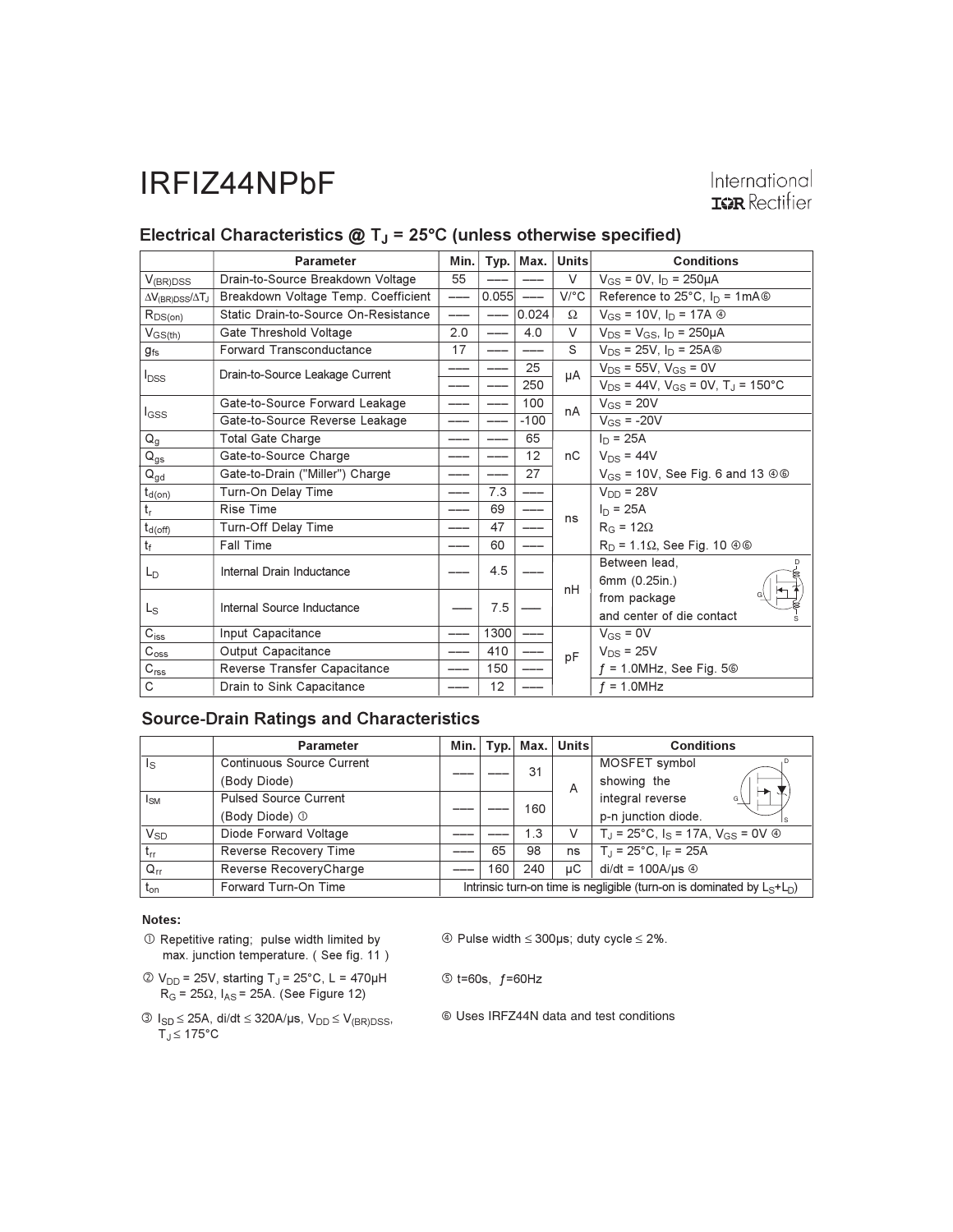# IRFIZ44NPbF

## Electrical Characteristics @ $T_J$ = 25°C (unless otherwise specified)

| | Parameter | Min. | Typ. | Max. | Units | Conditions |
|---|---|---|---|---|---|---|
| $V_{(BR)DSS}$ | Drain-to-Source Breakdown Voltage | 55 | ––– | ––– | V | $V_{GS}$ = 0V, $I_D$ = 250μA |
| $\Delta V_{(BR)DSS}/\Delta T_J$ | Breakdown Voltage Temp. Coefficient | ––– | 0.055 | ––– | V/°C | Reference to 25°C, $I_D$ = 1mA ⑥ |
| $R_{DS(on)}$ | Static Drain-to-Source On-Resistance | ––– | ––– | 0.024 | Ω | $V_{GS}$ = 10V, $I_D$ = 17A ④ |
| $V_{GS(th)}$ | Gate Threshold Voltage | 2.0 | ––– | 4.0 | V | $V_{DS}$ = $V_{GS}$, $I_D$ = 250μA |
| $g_{fs}$ | Forward Transconductance | 17 | ––– | ––– | S | $V_{DS}$ = 25V, $I_D$ = 25A ⑥ |
| $I_{DSS}$ | Drain-to-Source Leakage Current | ––– | ––– | 25 | μA | $V_{DS}$ = 55V, $V_{GS}$ = 0V |
| | | ––– | ––– | 250 | | $V_{DS}$ = 44V, $V_{GS}$ = 0V, $T_J$ = 150°C |
| $I_{GSS}$ | Gate-to-Source Forward Leakage | ––– | ––– | 100 | nA | $V_{GS}$ = 20V |
| | Gate-to-Source Reverse Leakage | ––– | ––– | -100 | | $V_{GS}$ = -20V |
| $Q_g$ | Total Gate Charge | ––– | ––– | 65 | nC | $I_D$ = 25A |
| $Q_{gs}$ | Gate-to-Source Charge | ––– | ––– | 12 | | $V_{DS}$ = 44V |
| $Q_{gd}$ | Gate-to-Drain ("Miller") Charge | ––– | ––– | 27 | | $V_{GS}$ = 10V, See Fig. 6 and 13 ④⑥ |
| $t_{d(on)}$ | Turn-On Delay Time | ––– | 7.3 | ––– | ns | $V_{DD}$ = 28V |
| $t_r$ | Rise Time | ––– | 69 | ––– | | $I_D$ = 25A |
| $t_{d(off)}$ | Turn-Off Delay Time | ––– | 47 | ––– | | $R_G$ = 12Ω |
| $t_f$ | Fall Time | ––– | 60 | ––– | | $R_D$ = 1.1Ω, See Fig. 10 ④⑥ |
| $L_D$ | Internal Drain Inductance | ––– | 4.5 | ––– | nH | Between lead, 6mm (0.25in.) |
| $L_S$ | Internal Source Inductance | ––– | 7.5 | ––– | | from package and center of die contact |
| $C_{iss}$ | Input Capacitance | ––– | 1300 | ––– | pF | $V_{GS}$ = 0V |
| $C_{oss}$ | Output Capacitance | ––– | 410 | ––– | | $V_{DS}$ = 25V |
| $C_{rss}$ | Reverse Transfer Capacitance | ––– | 150 | ––– | | ƒ = 1.0MHz, See Fig. 5 ⑥ |
| C | Drain to Sink Capacitance | ––– | 12 | ––– | | ƒ = 1.0MHz |

## Source-Drain Ratings and Characteristics

| | Parameter | Min. | Typ. | Max. | Units | Conditions |
|---|---|---|---|---|---|---|
| $I_S$ | Continuous Source Current (Body Diode) | ––– | ––– | 31 | A | MOSFET symbol showing the |
| $I_{SM}$ | Pulsed Source Current (Body Diode) ① | ––– | ––– | 160 | | integral reverse p-n junction diode. |
| $V_{SD}$ | Diode Forward Voltage | ––– | ––– | 1.3 | V | $T_J$ = 25°C, $I_S$ = 17A, $V_{GS}$ = 0V ④ |
| $t_{rr}$ | Reverse Recovery Time | ––– | 65 | 98 | ns | $T_J$ = 25°C, $I_F$ = 25A |
| $Q_{rr}$ | Reverse RecoveryCharge | ––– | 160 | 240 | μC | di/dt = 100A/μs ④ |
| $t_{on}$ | Forward Turn-On Time | Intrinsic turn-on time is negligible (turn-on is dominated by $L_S$+$L_D$) | | | | |

**Notes:**

① Repetitive rating; pulse width limited by max. junction temperature. ( See fig. 11 )

② $V_{DD}$ = 25V, starting $T_J$ = 25°C, L = 470μH $R_G$ = 25Ω, $I_{AS}$ = 25A. (See Figure 12)

③ $I_{SD}$ ≤ 25A, di/dt ≤ 320A/μs, $V_{DD}$ ≤ $V_{(BR)DSS}$, $T_J$ ≤ 175°C

④ Pulse width ≤ 300μs; duty cycle ≤ 2%.

⑤ t=60s, ƒ=60Hz

⑥ Uses IRFZ44N data and test conditions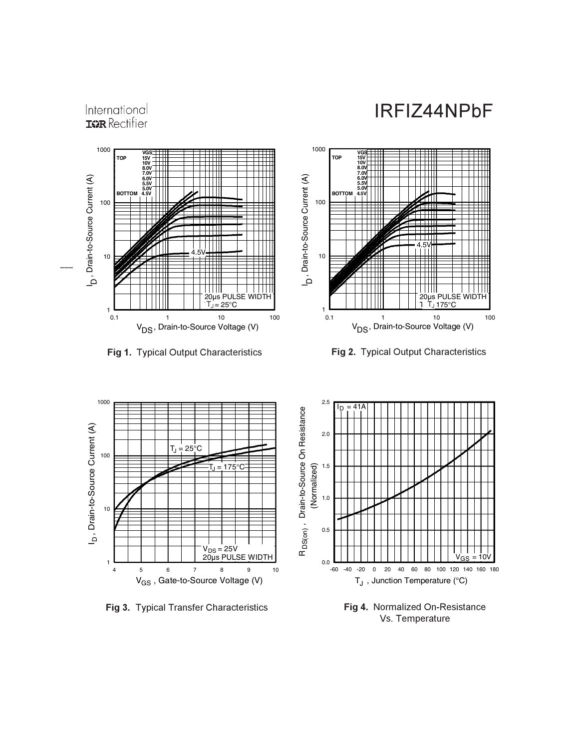**Fig 1.** Typical Output Characteristics

**Fig 2.** Typical Output Characteristics

**Fig 3.** Typical Transfer Characteristics

**Fig 4.** Normalized On-Resistance Vs. Temperature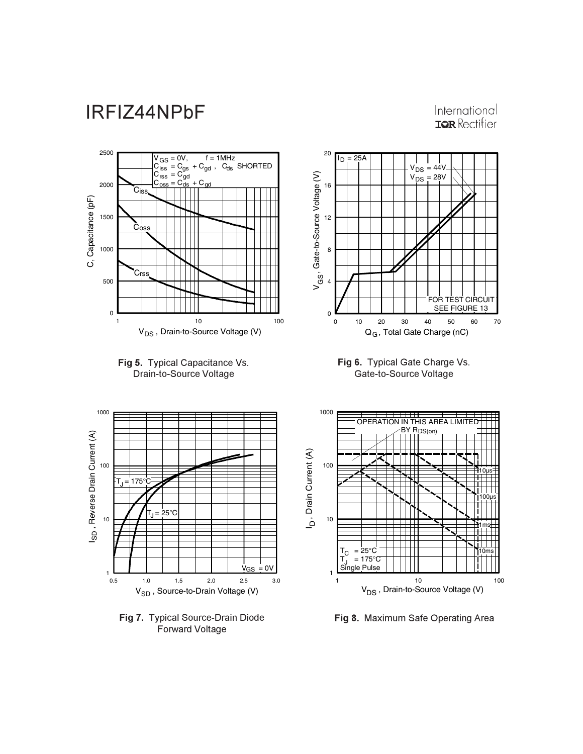**Fig 5.** Typical Capacitance Vs. Drain-to-Source Voltage

**Fig 6.** Typical Gate Charge Vs. Gate-to-Source Voltage

**Fig 7.** Typical Source-Drain Diode Forward Voltage

**Fig 8.** Maximum Safe Operating Area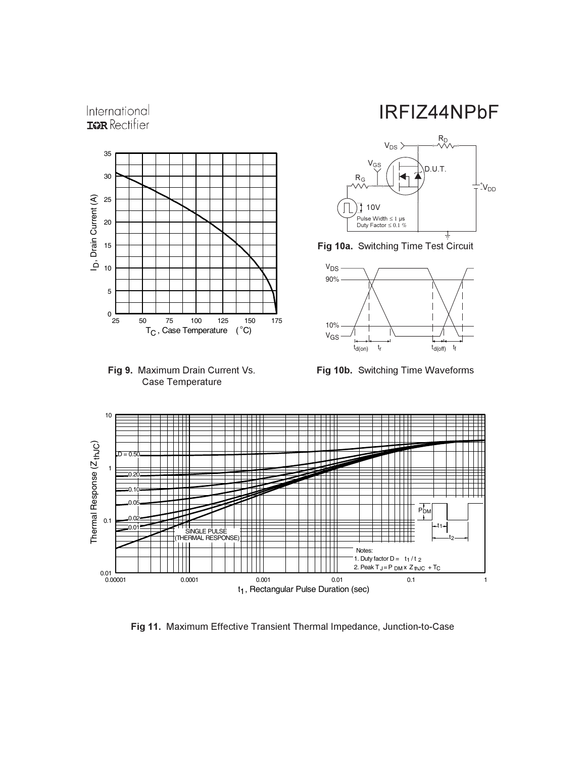Fig 9. Maximum Drain Current Vs. Case Temperature

Fig 10a. Switching Time Test Circuit

Fig 10b. Switching Time Waveforms

Fig 11. Maximum Effective Transient Thermal Impedance, Junction-to-Case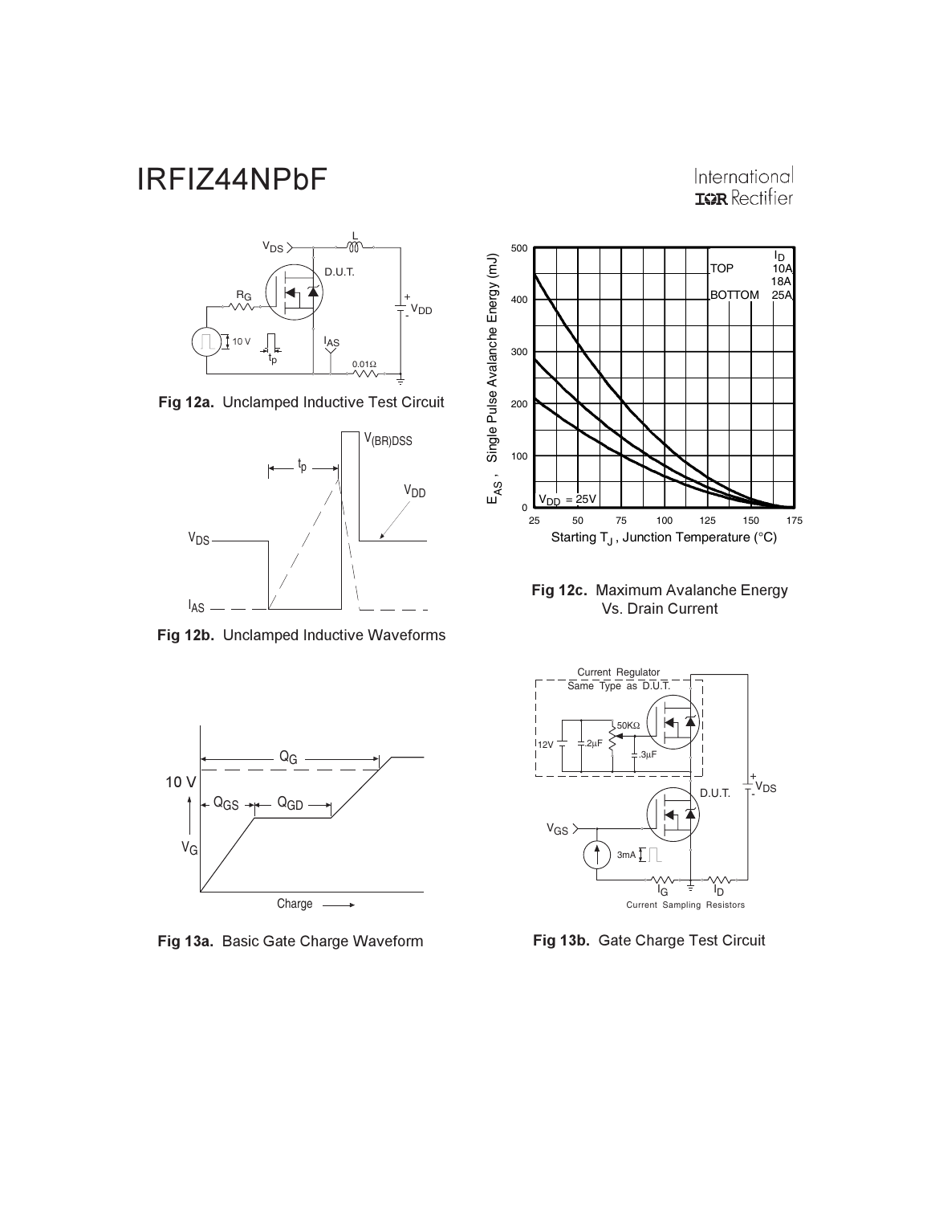Fig 12a. Unclamped Inductive Test Circuit

Fig 12b. Unclamped Inductive Waveforms

Fig 12c. Maximum Avalanche Energy Vs. Drain Current

Fig 13a. Basic Gate Charge Waveform

Fig 13b. Gate Charge Test Circuit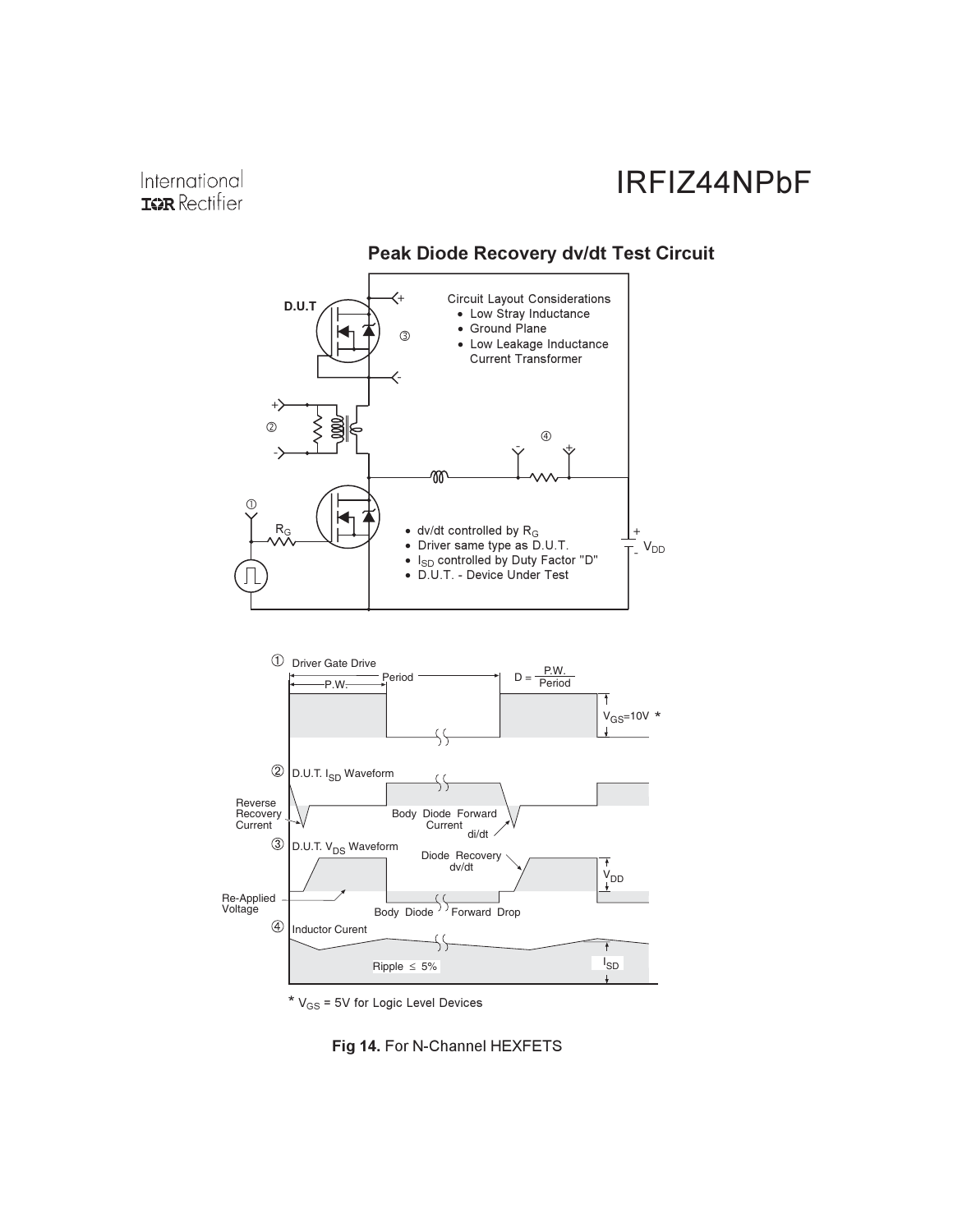## Peak Diode Recovery dv/dt Test Circuit

D.U.T

③

Circuit Layout Considerations

- Low Stray Inductance
- Ground Plane
- Low Leakage Inductance Current Transformer

②

④

①

$R_G$

- dv/dt controlled by $R_G$
- Driver same type as D.U.T.
- $I_{SD}$ controlled by Duty Factor "D"
- D.U.T. - Device Under Test

$V_{DD}$

① Driver Gate Drive

P.W. Period

$D = \frac{P.W.}{Period}$

$V_{GS}$=10V *

② D.U.T. $I_{SD}$ Waveform

Reverse Recovery Current

Body Diode Forward Current

di/dt

③ D.U.T. $V_{DS}$ Waveform

Diode Recovery dv/dt

$V_{DD}$

Re-Applied Voltage

Body Diode Forward Drop

④ Inductor Curent

Ripple ≤ 5%

$I_{SD}$

* $V_{GS}$ = 5V for Logic Level Devices

**Fig 14.** For N-Channel HEXFETS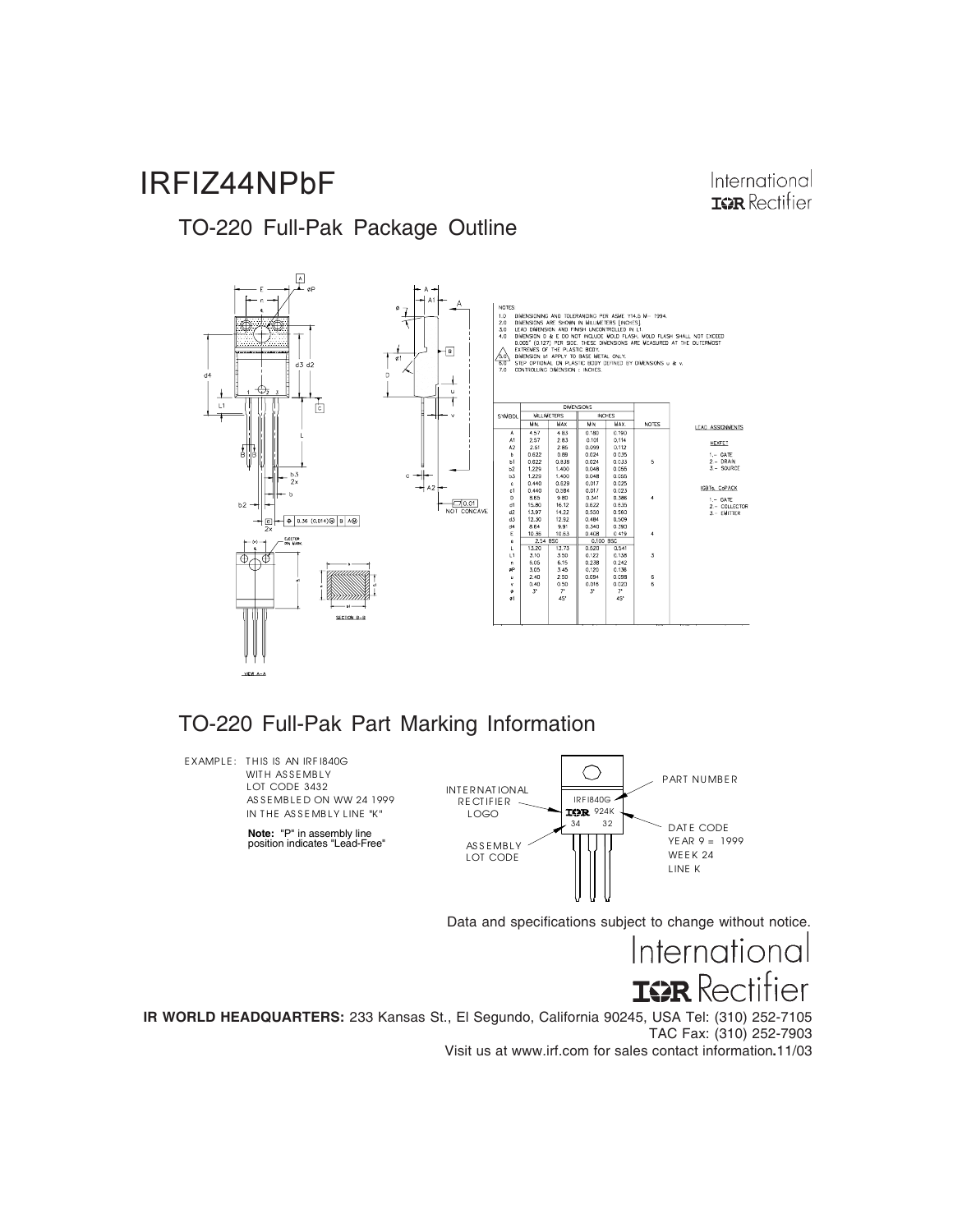# IRFIZ44NPbF

## TO-220 Full-Pak Package Outline

NOTES:
1.0 DIMENSIONING AND TOLERANCING PER ASME Y14.5 M- 1994.
2.0 DIMENSIONS ARE SHOWN IN MILLIMETERS [INCHES].
3.0 LEAD DIMENSION AND FINISH UNCONTROLLED IN L1.
4.0 DIMENSION D & E DO NOT INCLUDE MOLD FLASH. MOLD FLASH SHALL NOT EXCEED 0.005" (0.127) PER SIDE. THESE DIMENSIONS ARE MEASURED AT THE OUTERMOST EXTREMES OF THE PLASTIC BODY.
5.0 DIMENSION b1 APPLY TO BASE METAL ONLY.
6.0 STEP OPTIONAL ON PLASTIC BODY DEFINED BY DIMENSIONS u & v.
7.0 CONTROLLING DIMENSION : INCHES.

| SYMBOL | DIMENSIONS | | | | NOTES |
|---|---|---|---|---|---|
| | MILLIMETERS | | INCHES | | |
| | MIN. | MAX. | MIN. | MAX. | |
| A | 4.57 | 4.83 | 0.180 | 0.190 | |
| A1 | 2.57 | 2.83 | 0.101 | 0.114 | |
| A2 | 2.51 | 2.85 | 0.099 | 0.112 | |
| b | 0.622 | 0.89 | 0.024 | 0.035 | |
| b1 | 0.622 | 0.838 | 0.024 | 0.033 | 5 |
| b2 | 1.229 | 1.400 | 0.048 | 0.055 | |
| b3 | 1.229 | 1.400 | 0.048 | 0.055 | |
| c | 0.440 | 0.629 | 0.017 | 0.025 | |
| c1 | 0.440 | 0.584 | 0.017 | 0.023 | |
| D | 8.65 | 9.80 | 0.341 | 0.386 | 4 |
| d1 | 15.80 | 16.12 | 0.622 | 0.635 | |
| d2 | 13.97 | 14.22 | 0.550 | 0.560 | |
| d3 | 12.30 | 12.92 | 0.484 | 0.509 | |
| d4 | 8.64 | 9.91 | 0.340 | 0.390 | |
| E | 10.36 | 10.63 | 0.408 | 0.419 | 4 |
| e | 2.54 BSC | | 0.100 BSC | | |
| L | 13.20 | 13.73 | 0.520 | 0.541 | |
| L1 | 3.10 | 3.50 | 0.122 | 0.138 | 3 |
| n | 6.05 | 6.15 | 0.238 | 0.242 | |
| øP | 3.05 | 3.45 | 0.120 | 0.136 | |
| u | 2.40 | 2.50 | 0.094 | 0.098 | 6 |
| v | 0.40 | 0.50 | 0.016 | 0.020 | 6 |
| ø | 3° | 7° | 3° | 7° | |
| ø1 | | 45° | | 45° | |

LEAD ASSIGNMENTS

HEXFET
1.- GATE
2.- DRAIN
3.- SOURCE

IGBTs, CoPACK
1.- GATE
2.- COLLECTOR
3.- EMITTER

## TO-220 Full-Pak Part Marking Information

EXAMPLE: THIS IS AN IRFI840G WITH ASSEMBLY LOT CODE 3432 ASSEMBLED ON WW 24 1999 IN THE ASSEMBLY LINE "K"

**Note:** "P" in assembly line position indicates "Lead-Free"

INTERNATIONAL RECTIFIER LOGO

ASSEMBLY LOT CODE

PART NUMBER

IRFI840G

924K

34 32

DATE CODE
YEAR 9 = 1999
WEEK 24
LINE K

Data and specifications subject to change without notice.

International IOR Rectifier

**IR WORLD HEADQUARTERS:** 233 Kansas St., El Segundo, California 90245, USA Tel: (310) 252-7105
TAC Fax: (310) 252-7903
Visit us at www.irf.com for sales contact information.11/03